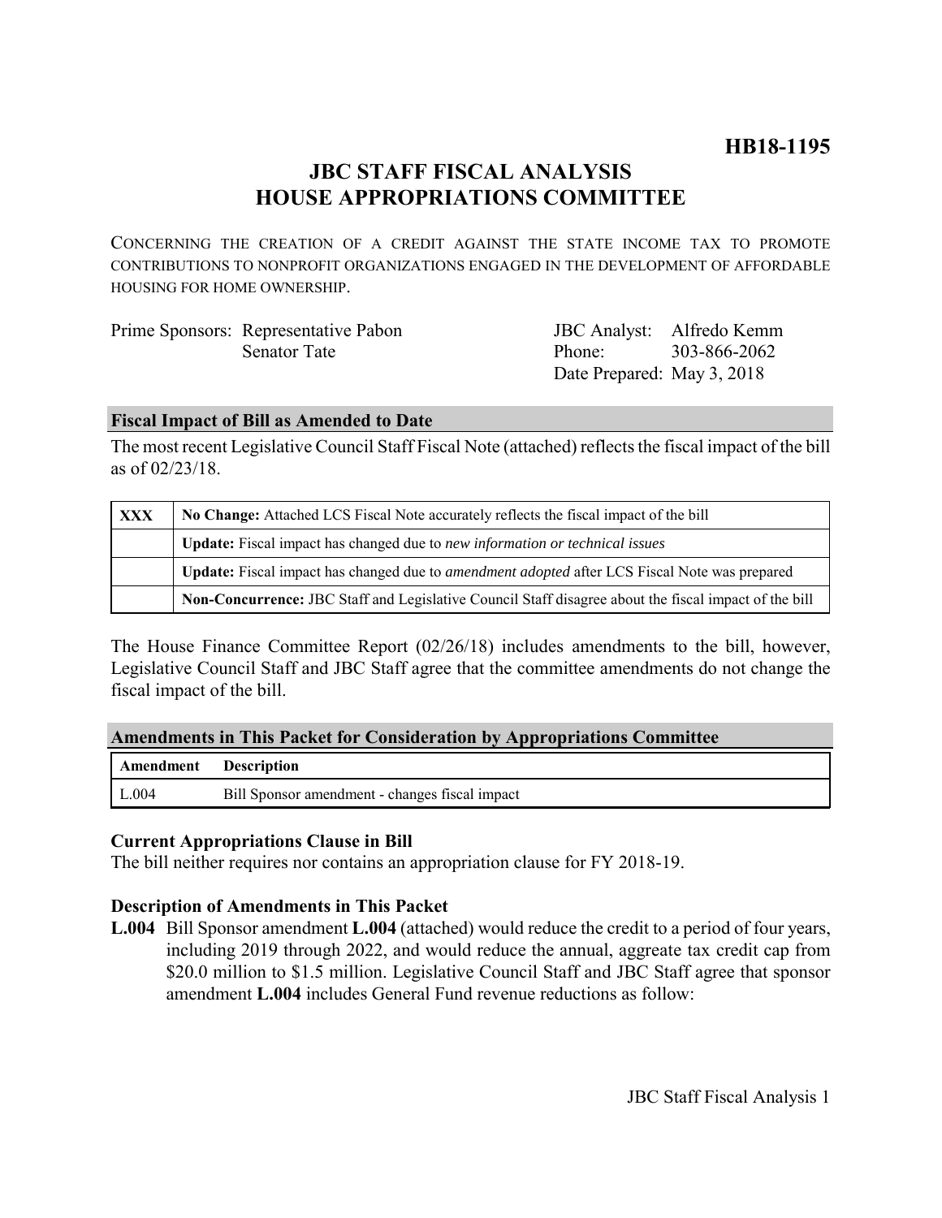# HB18-1195

## JBC STAFF FISCAL ANALYSIS
## HOUSE APPROPRIATIONS COMMITTEE

CONCERNING THE CREATION OF A CREDIT AGAINST THE STATE INCOME TAX TO PROMOTE CONTRIBUTIONS TO NONPROFIT ORGANIZATIONS ENGAGED IN THE DEVELOPMENT OF AFFORDABLE HOUSING FOR HOME OWNERSHIP.

| | | | |
|---|---|---|---|
| Prime Sponsors: | Representative Pabon | JBC Analyst: | Alfredo Kemm |
| | Senator Tate | Phone: | 303-866-2062 |
| | | Date Prepared: | May 3, 2018 |

### Fiscal Impact of Bill as Amended to Date

The most recent Legislative Council Staff Fiscal Note (attached) reflects the fiscal impact of the bill as of 02/23/18.

| | |
|---|---|
| **XXX** | **No Change:** Attached LCS Fiscal Note accurately reflects the fiscal impact of the bill |
| | **Update:** Fiscal impact has changed due to *new information or technical issues* |
| | **Update:** Fiscal impact has changed due to *amendment adopted* after LCS Fiscal Note was prepared |
| | **Non-Concurrence:** JBC Staff and Legislative Council Staff disagree about the fiscal impact of the bill |

The House Finance Committee Report (02/26/18) includes amendments to the bill, however, Legislative Council Staff and JBC Staff agree that the committee amendments do not change the fiscal impact of the bill.

### Amendments in This Packet for Consideration by Appropriations Committee

| Amendment | Description |
|---|---|
| L.004 | Bill Sponsor amendment - changes fiscal impact |

### Current Appropriations Clause in Bill

The bill neither requires nor contains an appropriation clause for FY 2018-19.

### Description of Amendments in This Packet

**L.004** Bill Sponsor amendment **L.004** (attached) would reduce the credit to a period of four years, including 2019 through 2022, and would reduce the annual, aggreate tax credit cap from \$20.0 million to \$1.5 million. Legislative Council Staff and JBC Staff agree that sponsor amendment **L.004** includes General Fund revenue reductions as follow: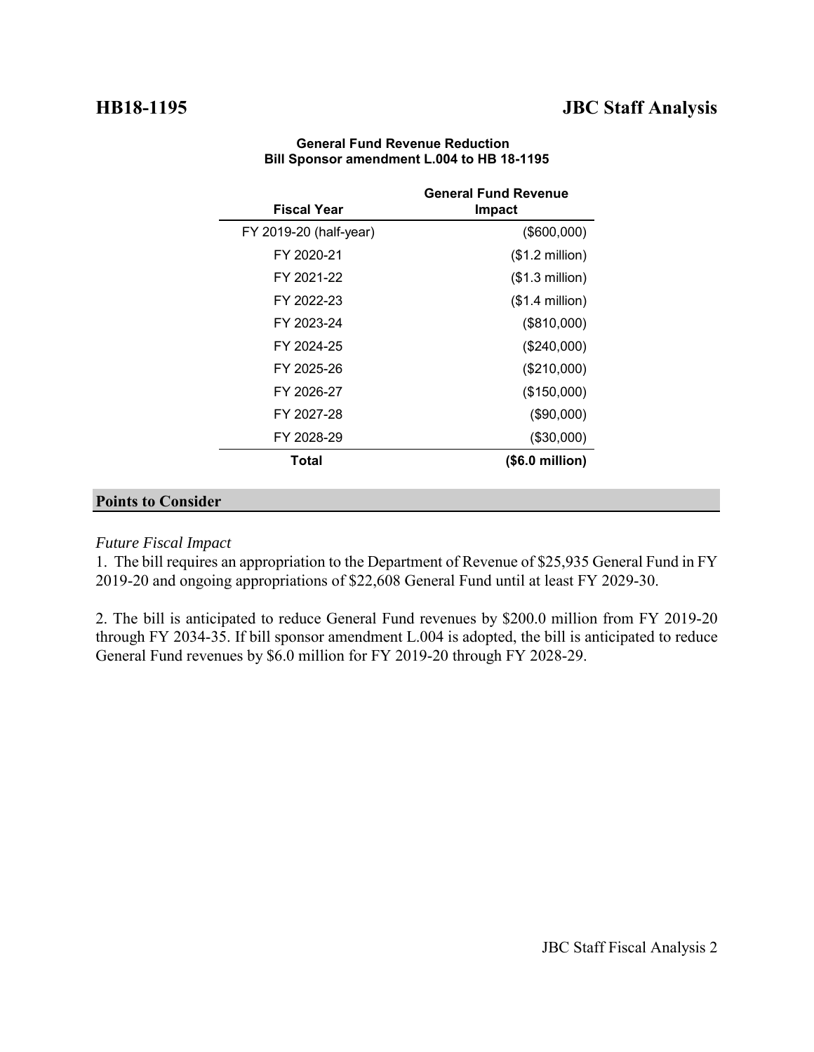**General Fund Revenue Reduction**
**Bill Sponsor amendment L.004 to HB 18-1195**

| Fiscal Year | General Fund Revenue Impact |
|---|---|
| FY 2019-20 (half-year) | ($600,000) |
| FY 2020-21 | ($1.2 million) |
| FY 2021-22 | ($1.3 million) |
| FY 2022-23 | ($1.4 million) |
| FY 2023-24 | ($810,000) |
| FY 2024-25 | ($240,000) |
| FY 2025-26 | ($210,000) |
| FY 2026-27 | ($150,000) |
| FY 2027-28 | ($90,000) |
| FY 2028-29 | ($30,000) |
| **Total** | **($6.0 million)** |

## Points to Consider

*Future Fiscal Impact*

1. The bill requires an appropriation to the Department of Revenue of $25,935 General Fund in FY 2019-20 and ongoing appropriations of $22,608 General Fund until at least FY 2029-30.

2. The bill is anticipated to reduce General Fund revenues by $200.0 million from FY 2019-20 through FY 2034-35. If bill sponsor amendment L.004 is adopted, the bill is anticipated to reduce General Fund revenues by $6.0 million for FY 2019-20 through FY 2028-29.